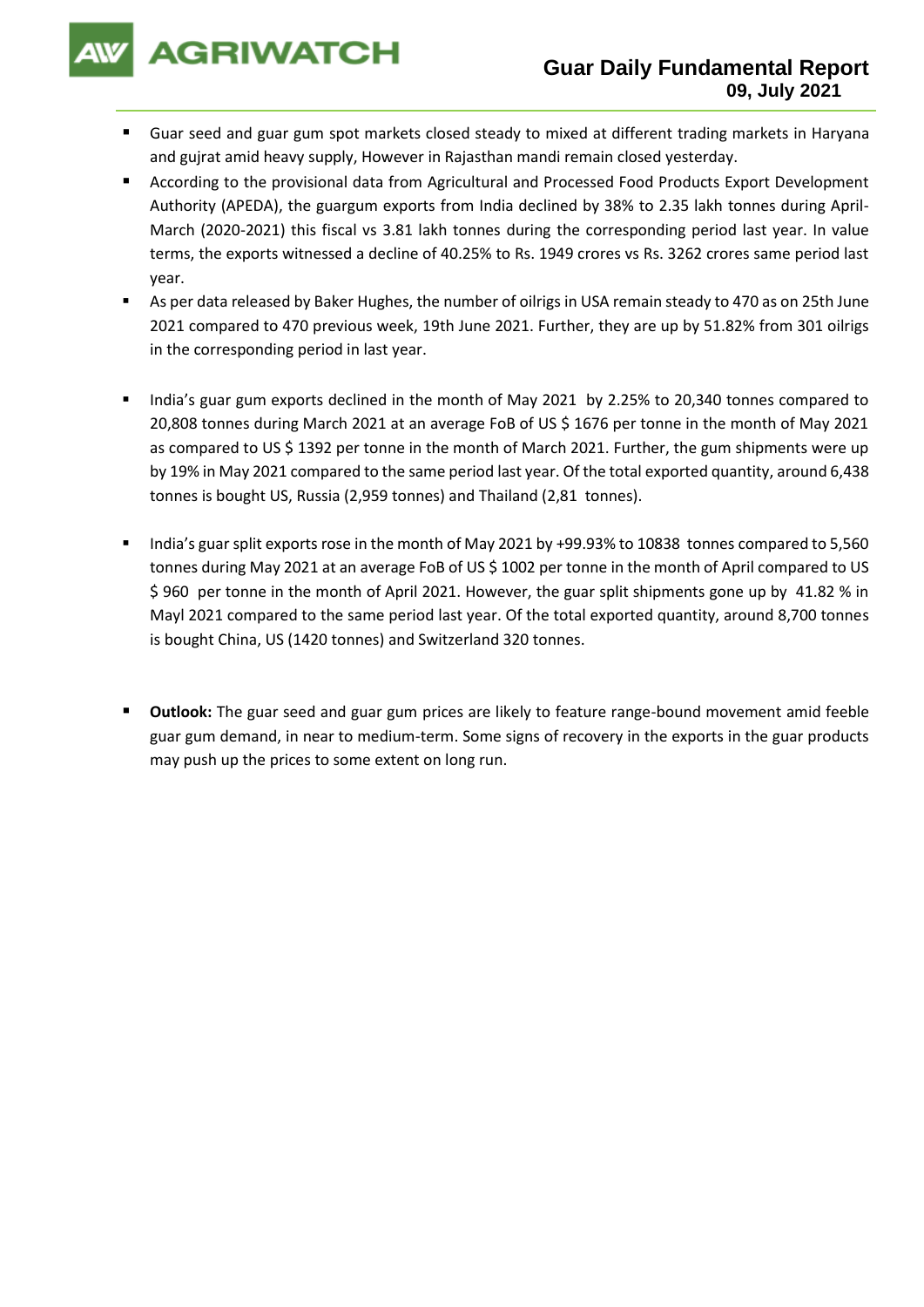# AGRIWATCH

## Guar Daily Fundamental Report
**09, July 2021**

- Guar seed and guar gum spot markets closed steady to mixed at different trading markets in Haryana and gujrat amid heavy supply, However in Rajasthan mandi remain closed yesterday.
- According to the provisional data from Agricultural and Processed Food Products Export Development Authority (APEDA), the guargum exports from India declined by 38% to 2.35 lakh tonnes during April-March (2020-2021) this fiscal vs 3.81 lakh tonnes during the corresponding period last year. In value terms, the exports witnessed a decline of 40.25% to Rs. 1949 crores vs Rs. 3262 crores same period last year.
- As per data released by Baker Hughes, the number of oilrigs in USA remain steady to 470 as on 25th June 2021 compared to 470 previous week, 19th June 2021. Further, they are up by 51.82% from 301 oilrigs in the corresponding period in last year.
- India's guar gum exports declined in the month of May 2021 by 2.25% to 20,340 tonnes compared to 20,808 tonnes during March 2021 at an average FoB of US $ 1676 per tonne in the month of May 2021 as compared to US $ 1392 per tonne in the month of March 2021. Further, the gum shipments were up by 19% in May 2021 compared to the same period last year. Of the total exported quantity, around 6,438 tonnes is bought US, Russia (2,959 tonnes) and Thailand (2,81 tonnes).
- India's guar split exports rose in the month of May 2021 by +99.93% to 10838 tonnes compared to 5,560 tonnes during May 2021 at an average FoB of US $ 1002 per tonne in the month of April compared to US $ 960 per tonne in the month of April 2021. However, the guar split shipments gone up by 41.82 % in Mayl 2021 compared to the same period last year. Of the total exported quantity, around 8,700 tonnes is bought China, US (1420 tonnes) and Switzerland 320 tonnes.
- **Outlook:** The guar seed and guar gum prices are likely to feature range-bound movement amid feeble guar gum demand, in near to medium-term. Some signs of recovery in the exports in the guar products may push up the prices to some extent on long run.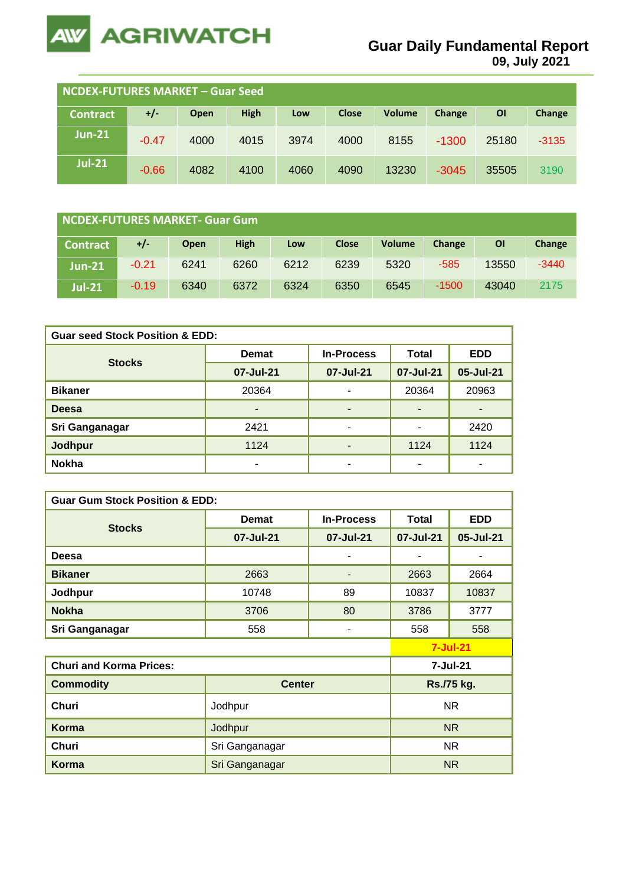# Guar Daily Fundamental Report
09, July 2021

| NCDEX-FUTURES MARKET – Guar Seed | | | | | | | | | |
|---|---|---|---|---|---|---|---|---|---|
| Contract | +/- | Open | High | Low | Close | Volume | Change | OI | Change |
| Jun-21 | -0.47 | 4000 | 4015 | 3974 | 4000 | 8155 | -1300 | 25180 | -3135 |
| Jul-21 | -0.66 | 4082 | 4100 | 4060 | 4090 | 13230 | -3045 | 35505 | 3190 |

| NCDEX-FUTURES MARKET- Guar Gum | | | | | | | | | |
|---|---|---|---|---|---|---|---|---|---|
| Contract | +/- | Open | High | Low | Close | Volume | Change | OI | Change |
| Jun-21 | -0.21 | 6241 | 6260 | 6212 | 6239 | 5320 | -585 | 13550 | -3440 |
| Jul-21 | -0.19 | 6340 | 6372 | 6324 | 6350 | 6545 | -1500 | 43040 | 2175 |

| Guar seed Stock Position & EDD: | | | | |
|---|---|---|---|---|
| Stocks | Demat | In-Process | Total | EDD |
| | 07-Jul-21 | 07-Jul-21 | 07-Jul-21 | 05-Jul-21 |
| Bikaner | 20364 | - | 20364 | 20963 |
| Deesa | - | - | - | - |
| Sri Ganganagar | 2421 | - | - | 2420 |
| Jodhpur | 1124 | - | 1124 | 1124 |
| Nokha | - | - | - | - |

| Guar Gum Stock Position & EDD: | | | | |
|---|---|---|---|---|
| Stocks | Demat | In-Process | Total | EDD |
| | 07-Jul-21 | 07-Jul-21 | 07-Jul-21 | 05-Jul-21 |
| Deesa | | - | - | - |
| Bikaner | 2663 | - | 2663 | 2664 |
| Jodhpur | 10748 | 89 | 10837 | 10837 |
| Nokha | 3706 | 80 | 3786 | 3777 |
| Sri Ganganagar | 558 | - | 558 | 558 |

| | | 7-Jul-21 |
|---|---|---|
| **Churi and Korma Prices:** | | 7-Jul-21 |
| **Commodity** | **Center** | **Rs./75 kg.** |
| Churi | Jodhpur | NR |
| Korma | Jodhpur | NR |
| Churi | Sri Ganganagar | NR |
| Korma | Sri Ganganagar | NR |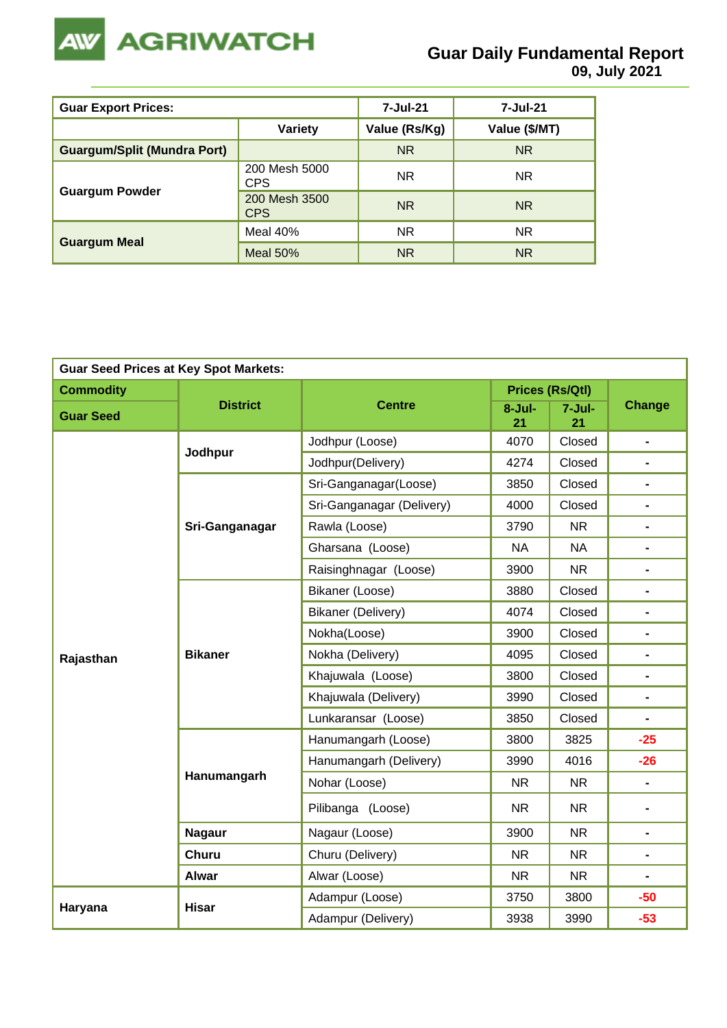# Guar Daily Fundamental Report
**09, July 2021**

| Guar Export Prices: | | 7-Jul-21 | 7-Jul-21 |
|---|---|---|---|
| | Variety | Value (Rs/Kg) | Value ($/MT) |
| Guargum/Split (Mundra Port) | | NR | NR |
| Guargum Powder | 200 Mesh 5000 CPS | NR | NR |
| | 200 Mesh 3500 CPS | NR | NR |
| Guargum Meal | Meal 40% | NR | NR |
| | Meal 50% | NR | NR |

| Guar Seed Prices at Key Spot Markets: | | | | | |
|---|---|---|---|---|---|
| Commodity | District | Centre | Prices (Rs/Qtl) | | Change |
| Guar Seed | | | 8-Jul-21 | 7-Jul-21 | |
| Rajasthan | Jodhpur | Jodhpur (Loose) | 4070 | Closed | - |
| | | Jodhpur(Delivery) | 4274 | Closed | - |
| | Sri-Ganganagar | Sri-Ganganagar(Loose) | 3850 | Closed | - |
| | | Sri-Ganganagar (Delivery) | 4000 | Closed | - |
| | | Rawla (Loose) | 3790 | NR | - |
| | | Gharsana (Loose) | NA | NA | - |
| | | Raisinghnagar (Loose) | 3900 | NR | - |
| | Bikaner | Bikaner (Loose) | 3880 | Closed | - |
| | | Bikaner (Delivery) | 4074 | Closed | - |
| | | Nokha(Loose) | 3900 | Closed | - |
| | | Nokha (Delivery) | 4095 | Closed | - |
| | | Khajuwala (Loose) | 3800 | Closed | - |
| | | Khajuwala (Delivery) | 3990 | Closed | - |
| | | Lunkaransar (Loose) | 3850 | Closed | - |
| | Hanumangarh | Hanumangarh (Loose) | 3800 | 3825 | -25 |
| | | Hanumangarh (Delivery) | 3990 | 4016 | -26 |
| | | Nohar (Loose) | NR | NR | - |
| | | Pilibanga (Loose) | NR | NR | - |
| | Nagaur | Nagaur (Loose) | 3900 | NR | - |
| | Churu | Churu (Delivery) | NR | NR | - |
| | Alwar | Alwar (Loose) | NR | NR | - |
| Haryana | Hisar | Adampur (Loose) | 3750 | 3800 | -50 |
| | | Adampur (Delivery) | 3938 | 3990 | -53 |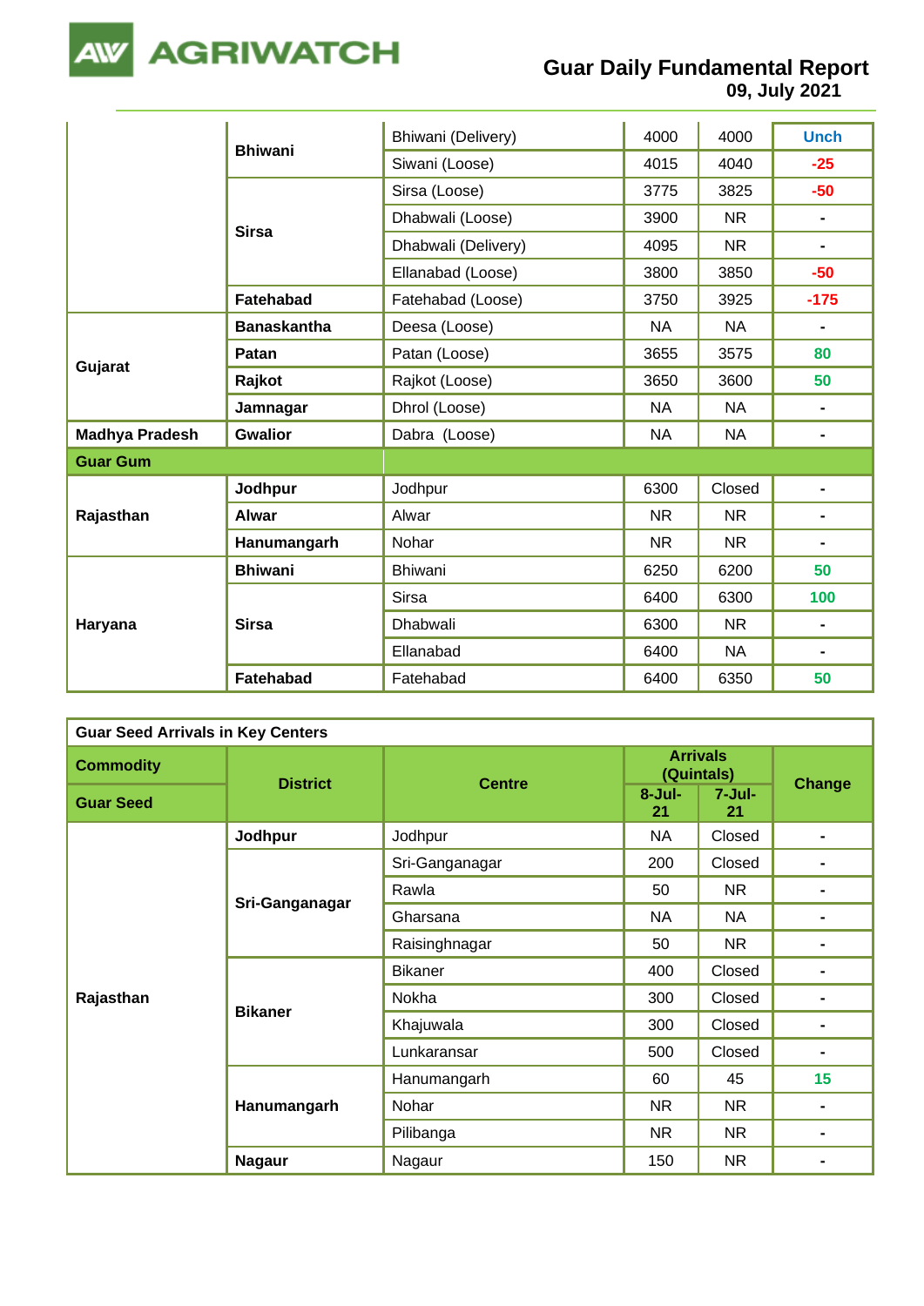| | | | | | |
|---|---|---|---|---|---|
| | Bhiwani | Bhiwani (Delivery) | 4000 | 4000 | Unch |
| | | Siwani (Loose) | 4015 | 4040 | -25 |
| | Sirsa | Sirsa (Loose) | 3775 | 3825 | -50 |
| | | Dhabwali (Loose) | 3900 | NR | - |
| | | Dhabwali (Delivery) | 4095 | NR | - |
| | | Ellanabad (Loose) | 3800 | 3850 | -50 |
| | Fatehabad | Fatehabad (Loose) | 3750 | 3925 | -175 |
| Gujarat | Banaskantha | Deesa (Loose) | NA | NA | - |
| | Patan | Patan (Loose) | 3655 | 3575 | 80 |
| | Rajkot | Rajkot (Loose) | 3650 | 3600 | 50 |
| | Jamnagar | Dhrol (Loose) | NA | NA | - |
| Madhya Pradesh | Gwalior | Dabra (Loose) | NA | NA | - |
| **Guar Gum** | | | | | |
| Rajasthan | Jodhpur | Jodhpur | 6300 | Closed | - |
| | Alwar | Alwar | NR | NR | - |
| | Hanumangarh | Nohar | NR | NR | - |
| Haryana | Bhiwani | Bhiwani | 6250 | 6200 | 50 |
| | Sirsa | Sirsa | 6400 | 6300 | 100 |
| | | Dhabwali | 6300 | NR | - |
| | | Ellanabad | 6400 | NA | - |
| | Fatehabad | Fatehabad | 6400 | 6350 | 50 |

**Guar Seed Arrivals in Key Centers**

| Commodity | District | Centre | Arrivals (Quintals) | | Change |
|---|---|---|---|---|---|
| Guar Seed | | | 8-Jul-21 | 7-Jul-21 | |
| Rajasthan | Jodhpur | Jodhpur | NA | Closed | - |
| | Sri-Ganganagar | Sri-Ganganagar | 200 | Closed | - |
| | | Rawla | 50 | NR | - |
| | | Gharsana | NA | NA | - |
| | | Raisinghnagar | 50 | NR | - |
| | Bikaner | Bikaner | 400 | Closed | - |
| | | Nokha | 300 | Closed | - |
| | | Khajuwala | 300 | Closed | - |
| | | Lunkaransar | 500 | Closed | - |
| | Hanumangarh | Hanumangarh | 60 | 45 | 15 |
| | | Nohar | NR | NR | - |
| | | Pilibanga | NR | NR | - |
| | Nagaur | Nagaur | 150 | NR | - |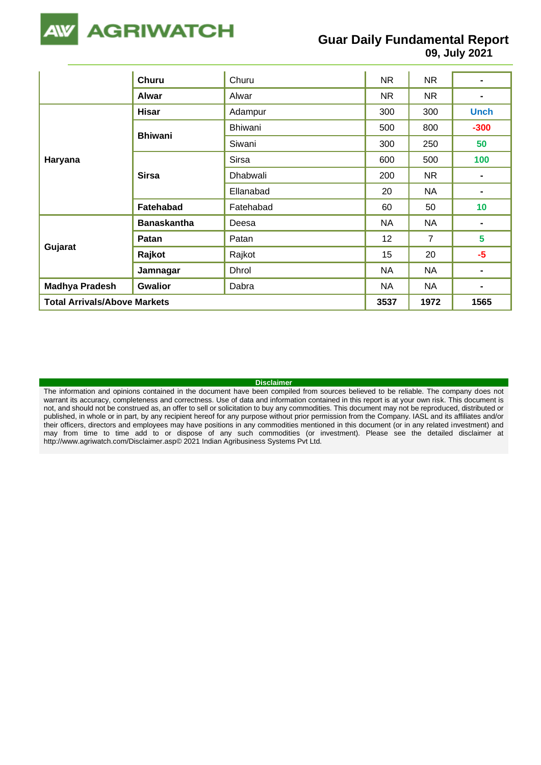| | | | | | |
|---|---|---|---|---|---|
| | **Churu** | Churu | NR | NR | - |
| | **Alwar** | Alwar | NR | NR | - |
| **Haryana** | **Hisar** | Adampur | 300 | 300 | Unch |
| | **Bhiwani** | Bhiwani | 500 | 800 | -300 |
| | | Siwani | 300 | 250 | 50 |
| | **Sirsa** | Sirsa | 600 | 500 | 100 |
| | | Dhabwali | 200 | NR | - |
| | | Ellanabad | 20 | NA | - |
| | **Fatehabad** | Fatehabad | 60 | 50 | 10 |
| **Gujarat** | **Banaskantha** | Deesa | NA | NA | - |
| | **Patan** | Patan | 12 | 7 | 5 |
| | **Rajkot** | Rajkot | 15 | 20 | -5 |
| | **Jamnagar** | Dhrol | NA | NA | - |
| **Madhya Pradesh** | **Gwalior** | Dabra | NA | NA | - |
| **Total Arrivals/Above Markets** | | | **3537** | **1972** | **1565** |

**Disclaimer**

The information and opinions contained in the document have been compiled from sources believed to be reliable. The company does not warrant its accuracy, completeness and correctness. Use of data and information contained in this report is at your own risk. This document is not, and should not be construed as, an offer to sell or solicitation to buy any commodities. This document may not be reproduced, distributed or published, in whole or in part, by any recipient hereof for any purpose without prior permission from the Company. IASL and its affiliates and/or their officers, directors and employees may have positions in any commodities mentioned in this document (or in any related investment) and may from time to time add to or dispose of any such commodities (or investment). Please see the detailed disclaimer at http://www.agriwatch.com/Disclaimer.asp© 2021 Indian Agribusiness Systems Pvt Ltd.